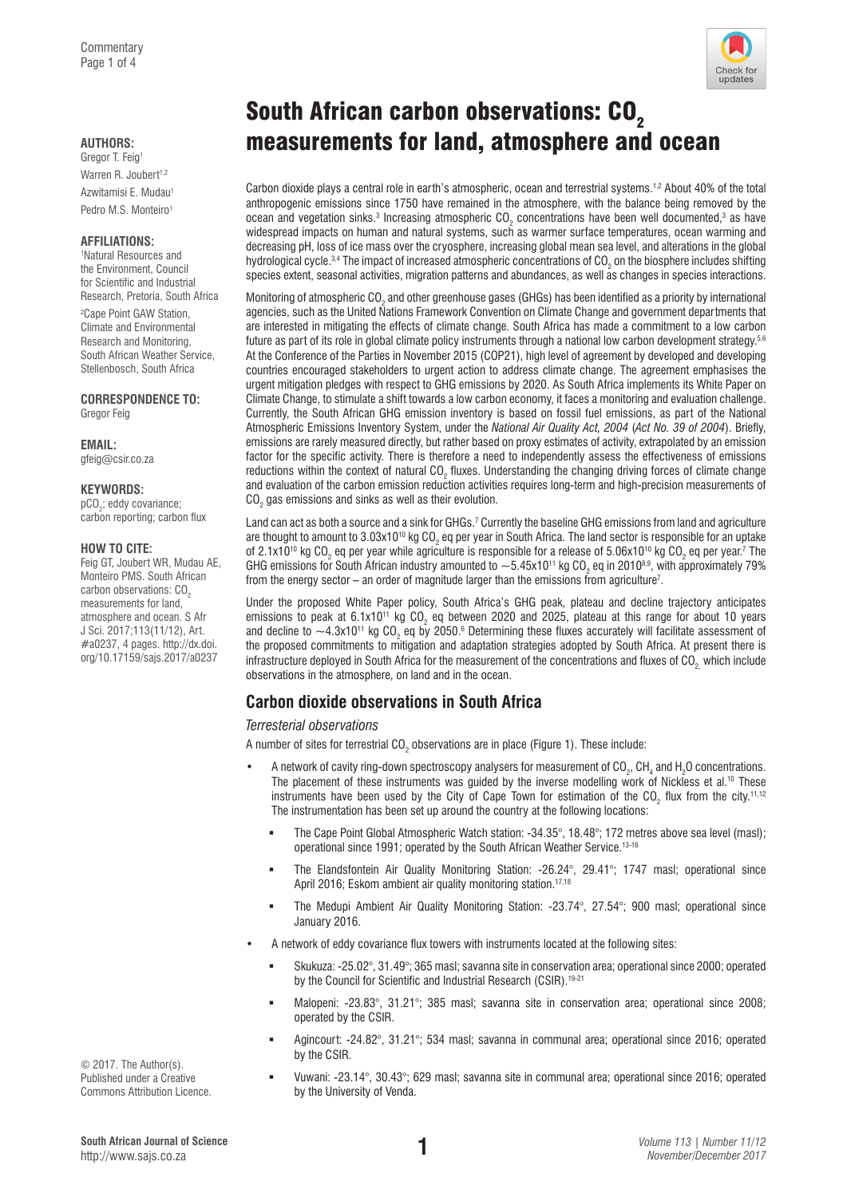# South African carbon observations: $CO_2$ measurements for land, atmosphere and ocean

**AUTHORS:**
Gregor T. Feig[1]
Warren R. Joubert[1,2]
Azwitamisi E. Mudau[1]
Pedro M.S. Monteiro[1]

**AFFILIATIONS:**
[1]Natural Resources and the Environment, Council for Scientific and Industrial Research, Pretoria, South Africa
[2]Cape Point GAW Station, Climate and Environmental Research and Monitoring, South African Weather Service, Stellenbosch, South Africa

**CORRESPONDENCE TO:**
Gregor Feig

**EMAIL:**
gfeig@csir.co.za

**KEYWORDS:**
$pCO_2$; eddy covariance; carbon reporting; carbon flux

**HOW TO CITE:**
Feig GT, Joubert WR, Mudau AE, Monteiro PMS. South African carbon observations: $CO_2$ measurements for land, atmosphere and ocean. S Afr J Sci. 2017;113(11/12), Art. #a0237, 4 pages. http://dx.doi.org/10.17159/sajs.2017/a0237

© 2017. The Author(s). Published under a Creative Commons Attribution Licence.

Carbon dioxide plays a central role in earth's atmospheric, ocean and terrestrial systems.[1,2] About 40% of the total anthropogenic emissions since 1750 have remained in the atmosphere, with the balance being removed by the ocean and vegetation sinks.[3] Increasing atmospheric $CO_2$ concentrations have been well documented,[3] as have widespread impacts on human and natural systems, such as warmer surface temperatures, ocean warming and decreasing pH, loss of ice mass over the cryosphere, increasing global mean sea level, and alterations in the global hydrological cycle.[3,4] The impact of increased atmospheric concentrations of $CO_2$ on the biosphere includes shifting species extent, seasonal activities, migration patterns and abundances, as well as changes in species interactions.

Monitoring of atmospheric $CO_2$ and other greenhouse gases (GHGs) has been identified as a priority by international agencies, such as the United Nations Framework Convention on Climate Change and government departments that are interested in mitigating the effects of climate change. South Africa has made a commitment to a low carbon future as part of its role in global climate policy instruments through a national low carbon development strategy.[5,6] At the Conference of the Parties in November 2015 (COP21), high level of agreement by developed and developing countries encouraged stakeholders to urgent action to address climate change. The agreement emphasises the urgent mitigation pledges with respect to GHG emissions by 2020. As South Africa implements its White Paper on Climate Change, to stimulate a shift towards a low carbon economy, it faces a monitoring and evaluation challenge. Currently, the South African GHG emission inventory is based on fossil fuel emissions, as part of the National Atmospheric Emissions Inventory System, under the *National Air Quality Act, 2004* (*Act No. 39 of 2004*). Briefly, emissions are rarely measured directly, but rather based on proxy estimates of activity, extrapolated by an emission factor for the specific activity. There is therefore a need to independently assess the effectiveness of emissions reductions within the context of natural $CO_2$ fluxes. Understanding the changing driving forces of climate change and evaluation of the carbon emission reduction activities requires long-term and high-precision measurements of $CO_2$ gas emissions and sinks as well as their evolution.

Land can act as both a source and a sink for GHGs.[7] Currently the baseline GHG emissions from land and agriculture are thought to amount to $3.03\times10^{10}$ kg $CO_2$ eq per year in South Africa. The land sector is responsible for an uptake of $2.1\times10^{10}$ kg $CO_2$ eq per year while agriculture is responsible for a release of $5.06\times10^{10}$ kg $CO_2$ eq per year.[7] The GHG emissions for South African industry amounted to $\sim5.45\times10^{11}$ kg $CO_2$ eq in 2010[8,9], with approximately 79% from the energy sector – an order of magnitude larger than the emissions from agriculture[7].

Under the proposed White Paper policy, South Africa's GHG peak, plateau and decline trajectory anticipates emissions to peak at $6.1\times10^{11}$ kg $CO_2$ eq between 2020 and 2025, plateau at this range for about 10 years and decline to $\sim4.3\times10^{11}$ kg $CO_2$ eq by 2050.[6] Determining these fluxes accurately will facilitate assessment of the proposed commitments to mitigation and adaptation strategies adopted by South Africa. At present there is infrastructure deployed in South Africa for the measurement of the concentrations and fluxes of $CO_2$, which include observations in the atmosphere, on land and in the ocean.

## Carbon dioxide observations in South Africa

### *Terresterial observations*

A number of sites for terrestrial $CO_2$ observations are in place (Figure 1). These include:

- A network of cavity ring-down spectroscopy analysers for measurement of $CO_2$, $CH_4$ and $H_2O$ concentrations. The placement of these instruments was guided by the inverse modelling work of Nickless et al.[10] These instruments have been used by the City of Cape Town for estimation of the $CO_2$ flux from the city.[11,12] The instrumentation has been set up around the country at the following locations:
  - The Cape Point Global Atmospheric Watch station: -34.35°, 18.48°; 172 metres above sea level (masl); operational since 1991; operated by the South African Weather Service.[13-16]
  - The Elandsfontein Air Quality Monitoring Station: -26.24°, 29.41°; 1747 masl; operational since April 2016; Eskom ambient air quality monitoring station.[17,18]
  - The Medupi Ambient Air Quality Monitoring Station: -23.74°, 27.54°; 900 masl; operational since January 2016.
- A network of eddy covariance flux towers with instruments located at the following sites:
  - Skukuza: -25.02°, 31.49°; 365 masl; savanna site in conservation area; operational since 2000; operated by the Council for Scientific and Industrial Research (CSIR).[19-21]
  - Malopeni: -23.83°, 31.21°; 385 masl; savanna site in conservation area; operational since 2008; operated by the CSIR.
  - Agincourt: -24.82°, 31.21°; 534 masl; savanna in communal area; operational since 2016; operated by the CSIR.
  - Vuwani: -23.14°, 30.43°; 629 masl; savanna site in communal area; operational since 2016; operated by the University of Venda.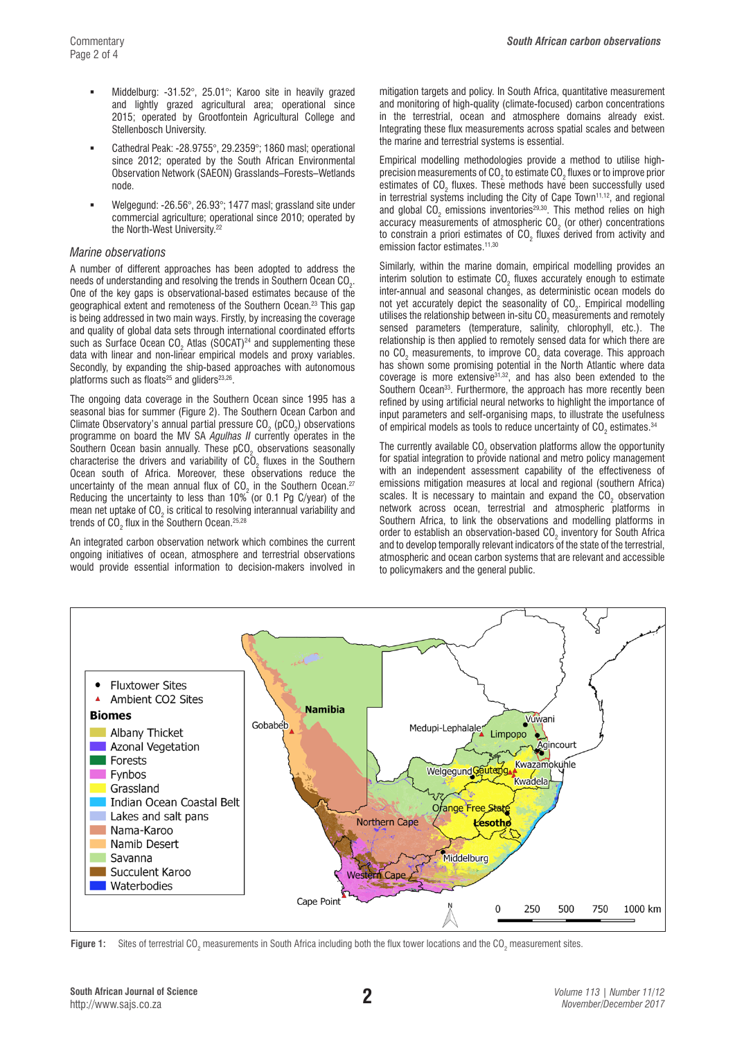- Middelburg: -31.52°, 25.01°; Karoo site in heavily grazed and lightly grazed agricultural area; operational since 2015; operated by Grootfontein Agricultural College and Stellenbosch University.
- Cathedral Peak: -28.9755°, 29.2359°; 1860 masl; operational since 2012; operated by the South African Environmental Observation Network (SAEON) Grasslands–Forests–Wetlands node.
- Welgegund: -26.56°, 26.93°; 1477 masl; grassland site under commercial agriculture; operational since 2010; operated by the North-West University.[22]

### *Marine observations*

A number of different approaches has been adopted to address the needs of understanding and resolving the trends in Southern Ocean $CO_2$. One of the key gaps is observational-based estimates because of the geographical extent and remoteness of the Southern Ocean.[23] This gap is being addressed in two main ways. Firstly, by increasing the coverage and quality of global data sets through international coordinated efforts such as Surface Ocean $CO_2$ Atlas (SOCAT)[24] and supplementing these data with linear and non-linear empirical models and proxy variables. Secondly, by expanding the ship-based approaches with autonomous platforms such as floats[25] and gliders[23,26].

The ongoing data coverage in the Southern Ocean since 1995 has a seasonal bias for summer (Figure 2). The Southern Ocean Carbon and Climate Observatory's annual partial pressure $CO_2$ ($pCO_2$) observations programme on board the MV SA *Agulhas II* currently operates in the Southern Ocean basin annually. These $pCO_2$ observations seasonally characterise the drivers and variability of $CO_2$ fluxes in the Southern Ocean south of Africa. Moreover, these observations reduce the uncertainty of the mean annual flux of $CO_2$ in the Southern Ocean.[27] Reducing the uncertainty to less than 10% (or 0.1 Pg C/year) of the mean net uptake of $CO_2$ is critical to resolving interannual variability and trends of $CO_2$ flux in the Southern Ocean.[25,28]

An integrated carbon observation network which combines the current ongoing initiatives of ocean, atmosphere and terrestrial observations would provide essential information to decision-makers involved in mitigation targets and policy. In South Africa, quantitative measurement and monitoring of high-quality (climate-focused) carbon concentrations in the terrestrial, ocean and atmosphere domains already exist. Integrating these flux measurements across spatial scales and between the marine and terrestrial systems is essential.

Empirical modelling methodologies provide a method to utilise high-precision measurements of $CO_2$ to estimate $CO_2$ fluxes or to improve prior estimates of $CO_2$ fluxes. These methods have been successfully used in terrestrial systems including the City of Cape Town[11,12], and regional and global $CO_2$ emissions inventories[29,30]. This method relies on high accuracy measurements of atmospheric $CO_2$ (or other) concentrations to constrain a priori estimates of $CO_2$ fluxes derived from activity and emission factor estimates.[11,30]

Similarly, within the marine domain, empirical modelling provides an interim solution to estimate $CO_2$ fluxes accurately enough to estimate inter-annual and seasonal changes, as deterministic ocean models do not yet accurately depict the seasonality of $CO_2$. Empirical modelling utilises the relationship between in-situ $CO_2$ measurements and remotely sensed parameters (temperature, salinity, chlorophyll, etc.). The relationship is then applied to remotely sensed data for which there are no $CO_2$ measurements, to improve $CO_2$ data coverage. This approach has shown some promising potential in the North Atlantic where data coverage is more extensive[31,32], and has also been extended to the Southern Ocean[33]. Furthermore, the approach has more recently been refined by using artificial neural networks to highlight the importance of input parameters and self-organising maps, to illustrate the usefulness of empirical models as tools to reduce uncertainty of $CO_2$ estimates.[34]

The currently available $CO_2$ observation platforms allow the opportunity for spatial integration to provide national and metro policy management with an independent assessment capability of the effectiveness of emissions mitigation measures at local and regional (southern Africa) scales. It is necessary to maintain and expand the $CO_2$ observation network across ocean, terrestrial and atmospheric platforms in Southern Africa, to link the observations and modelling platforms in order to establish an observation-based $CO_2$ inventory for South Africa and to develop temporally relevant indicators of the state of the terrestrial, atmospheric and ocean carbon systems that are relevant and accessible to policymakers and the general public.

**Figure 1:** Sites of terrestrial $CO_2$ measurements in South Africa including both the flux tower locations and the $CO_2$ measurement sites.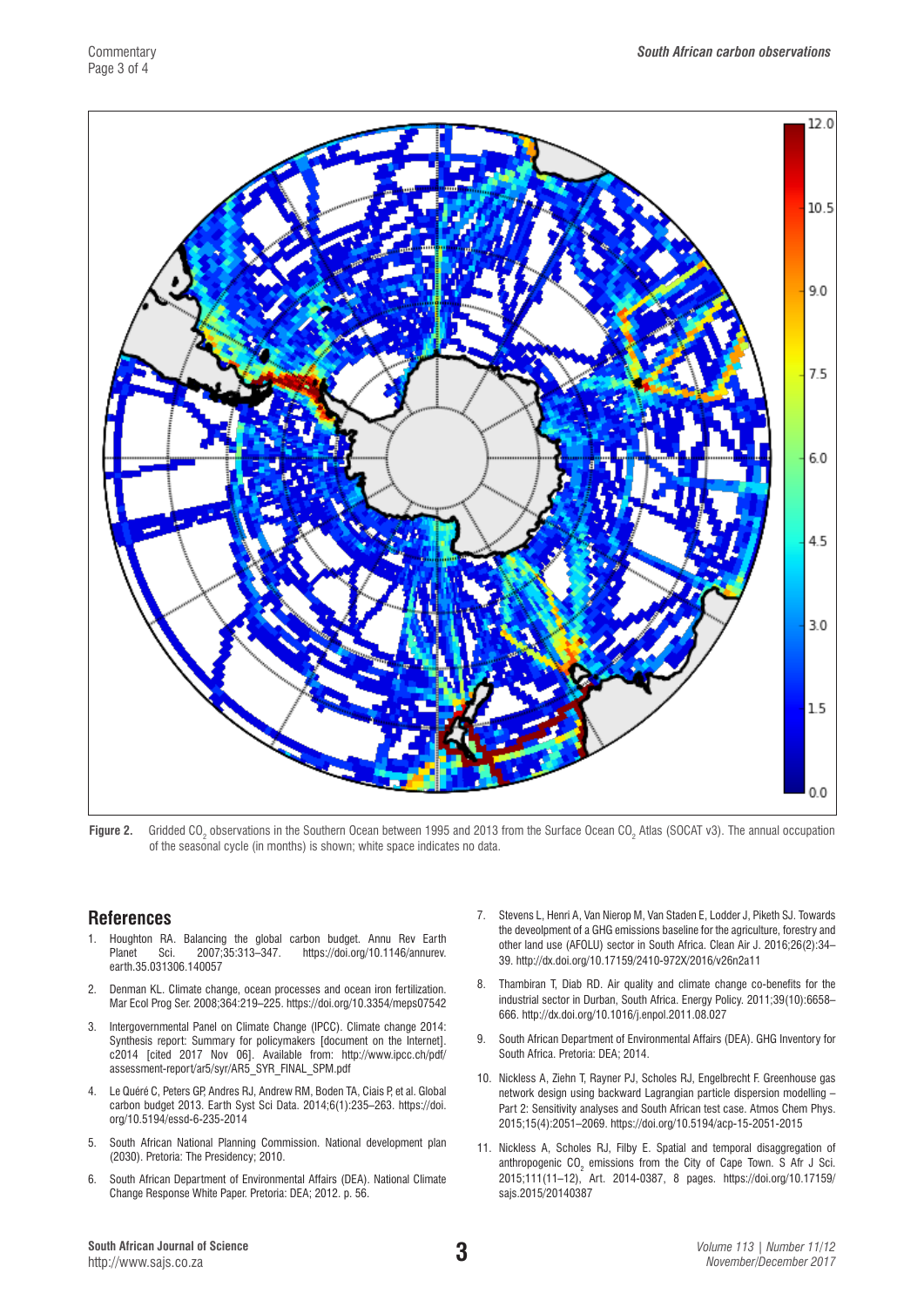**Figure 2.** Gridded $CO_2$ observations in the Southern Ocean between 1995 and 2013 from the Surface Ocean $CO_2$ Atlas (SOCAT v3). The annual occupation of the seasonal cycle (in months) is shown; white space indicates no data.

## References

1. Houghton RA. Balancing the global carbon budget. Annu Rev Earth Planet Sci. 2007;35:313–347. https://doi.org/10.1146/annurev.earth.35.031306.140057

2. Denman KL. Climate change, ocean processes and ocean iron fertilization. Mar Ecol Prog Ser. 2008;364:219–225. https://doi.org/10.3354/meps07542

3. Intergovernmental Panel on Climate Change (IPCC). Climate change 2014: Synthesis report: Summary for policymakers [document on the Internet]. c2014 [cited 2017 Nov 06]. Available from: http://www.ipcc.ch/pdf/assessment-report/ar5/syr/AR5_SYR_FINAL_SPM.pdf

4. Le Quéré C, Peters GP, Andres RJ, Andrew RM, Boden TA, Ciais P, et al. Global carbon budget 2013. Earth Syst Sci Data. 2014;6(1):235–263. https://doi.org/10.5194/essd-6-235-2014

5. South African National Planning Commission. National development plan (2030). Pretoria: The Presidency; 2010.

6. South African Department of Environmental Affairs (DEA). National Climate Change Response White Paper. Pretoria: DEA; 2012. p. 56.

7. Stevens L, Henri A, Van Nierop M, Van Staden E, Lodder J, Piketh SJ. Towards the deveolpment of a GHG emissions baseline for the agriculture, forestry and other land use (AFOLU) sector in South Africa. Clean Air J. 2016;26(2):34–39. http://dx.doi.org/10.17159/2410-972X/2016/v26n2a11

8. Thambiran T, Diab RD. Air quality and climate change co-benefits for the industrial sector in Durban, South Africa. Energy Policy. 2011;39(10):6658–666. http://dx.doi.org/10.1016/j.enpol.2011.08.027

9. South African Department of Environmental Affairs (DEA). GHG Inventory for South Africa. Pretoria: DEA; 2014.

10. Nickless A, Ziehn T, Rayner PJ, Scholes RJ, Engelbrecht F. Greenhouse gas network design using backward Lagrangian particle dispersion modelling – Part 2: Sensitivity analyses and South African test case. Atmos Chem Phys. 2015;15(4):2051–2069. https://doi.org/10.5194/acp-15-2051-2015

11. Nickless A, Scholes RJ, Filby E. Spatial and temporal disaggregation of anthropogenic $CO_2$ emissions from the City of Cape Town. S Afr J Sci. 2015;111(11–12), Art. 2014-0387, 8 pages. https://doi.org/10.17159/sajs.2015/20140387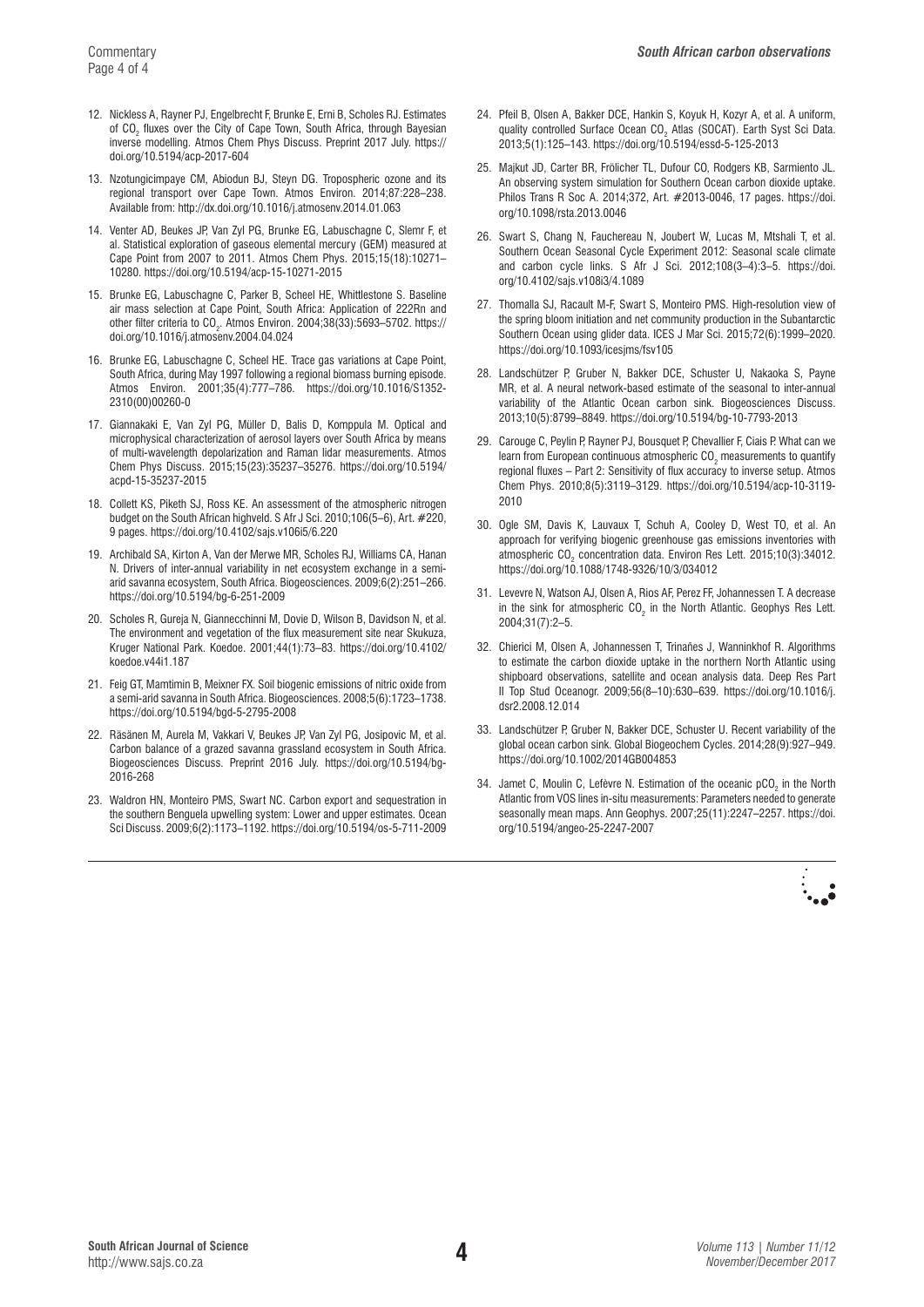12. Nickless A, Rayner PJ, Engelbrecht F, Brunke E, Erni B, Scholes RJ. Estimates of $CO_2$ fluxes over the City of Cape Town, South Africa, through Bayesian inverse modelling. Atmos Chem Phys Discuss. Preprint 2017 July. https://doi.org/10.5194/acp-2017-604

13. Nzotungicimpaye CM, Abiodun BJ, Steyn DG. Tropospheric ozone and its regional transport over Cape Town. Atmos Environ. 2014;87:228–238. Available from: http://dx.doi.org/10.1016/j.atmosenv.2014.01.063

14. Venter AD, Beukes JP, Van Zyl PG, Brunke EG, Labuschagne C, Slemr F, et al. Statistical exploration of gaseous elemental mercury (GEM) measured at Cape Point from 2007 to 2011. Atmos Chem Phys. 2015;15(18):10271–10280. https://doi.org/10.5194/acp-15-10271-2015

15. Brunke EG, Labuschagne C, Parker B, Scheel HE, Whittlestone S. Baseline air mass selection at Cape Point, South Africa: Application of 222Rn and other filter criteria to $CO_2$. Atmos Environ. 2004;38(33):5693–5702. https://doi.org/10.1016/j.atmosenv.2004.04.024

16. Brunke EG, Labuschagne C, Scheel HE. Trace gas variations at Cape Point, South Africa, during May 1997 following a regional biomass burning episode. Atmos Environ. 2001;35(4):777–786. https://doi.org/10.1016/S1352-2310(00)00260-0

17. Giannakaki E, Van Zyl PG, Müller D, Balis D, Komppula M. Optical and microphysical characterization of aerosol layers over South Africa by means of multi-wavelength depolarization and Raman lidar measurements. Atmos Chem Phys Discuss. 2015;15(23):35237–35276. https://doi.org/10.5194/acpd-15-35237-2015

18. Collett KS, Piketh SJ, Ross KE. An assessment of the atmospheric nitrogen budget on the South African highveld. S Afr J Sci. 2010;106(5–6), Art. #220, 9 pages. https://doi.org/10.4102/sajs.v106i5/6.220

19. Archibald SA, Kirton A, Van der Merwe MR, Scholes RJ, Williams CA, Hanan N. Drivers of inter-annual variability in net ecosystem exchange in a semi-arid savanna ecosystem, South Africa. Biogeosciences. 2009;6(2):251–266. https://doi.org/10.5194/bg-6-251-2009

20. Scholes R, Gureja N, Giannecchinni M, Dovie D, Wilson B, Davidson N, et al. The environment and vegetation of the flux measurement site near Skukuza, Kruger National Park. Koedoe. 2001;44(1):73–83. https://doi.org/10.4102/koedoe.v44i1.187

21. Feig GT, Mamtimin B, Meixner FX. Soil biogenic emissions of nitric oxide from a semi-arid savanna in South Africa. Biogeosciences. 2008;5(6):1723–1738. https://doi.org/10.5194/bgd-5-2795-2008

22. Räsänen M, Aurela M, Vakkari V, Beukes JP, Van Zyl PG, Josipovic M, et al. Carbon balance of a grazed savanna grassland ecosystem in South Africa. Biogeosciences Discuss. Preprint 2016 July. https://doi.org/10.5194/bg-2016-268

23. Waldron HN, Monteiro PMS, Swart NC. Carbon export and sequestration in the southern Benguela upwelling system: Lower and upper estimates. Ocean Sci Discuss. 2009;6(2):1173–1192. https://doi.org/10.5194/os-5-711-2009

24. Pfeil B, Olsen A, Bakker DCE, Hankin S, Koyuk H, Kozyr A, et al. A uniform, quality controlled Surface Ocean $CO_2$ Atlas (SOCAT). Earth Syst Sci Data. 2013;5(1):125–143. https://doi.org/10.5194/essd-5-125-2013

25. Majkut JD, Carter BR, Frölicher TL, Dufour CO, Rodgers KB, Sarmiento JL. An observing system simulation for Southern Ocean carbon dioxide uptake. Philos Trans R Soc A. 2014;372, Art. #2013-0046, 17 pages. https://doi.org/10.1098/rsta.2013.0046

26. Swart S, Chang N, Fauchereau N, Joubert W, Lucas M, Mtshali T, et al. Southern Ocean Seasonal Cycle Experiment 2012: Seasonal scale climate and carbon cycle links. S Afr J Sci. 2012;108(3–4):3–5. https://doi.org/10.4102/sajs.v108i3/4.1089

27. Thomalla SJ, Racault M-F, Swart S, Monteiro PMS. High-resolution view of the spring bloom initiation and net community production in the Subantarctic Southern Ocean using glider data. ICES J Mar Sci. 2015;72(6):1999–2020. https://doi.org/10.1093/icesjms/fsv105

28. Landschützer P, Gruber N, Bakker DCE, Schuster U, Nakaoka S, Payne MR, et al. A neural network-based estimate of the seasonal to inter-annual variability of the Atlantic Ocean carbon sink. Biogeosciences Discuss. 2013;10(5):8799–8849. https://doi.org/10.5194/bg-10-7793-2013

29. Carouge C, Peylin P, Rayner PJ, Bousquet P, Chevallier F, Ciais P. What can we learn from European continuous atmospheric $CO_2$ measurements to quantify regional fluxes – Part 2: Sensitivity of flux accuracy to inverse setup. Atmos Chem Phys. 2010;8(5):3119–3129. https://doi.org/10.5194/acp-10-3119-2010

30. Ogle SM, Davis K, Lauvaux T, Schuh A, Cooley D, West TO, et al. An approach for verifying biogenic greenhouse gas emissions inventories with atmospheric $CO_2$ concentration data. Environ Res Lett. 2015;10(3):34012. https://doi.org/10.1088/1748-9326/10/3/034012

31. Levevre N, Watson AJ, Olsen A, Rios AF, Perez FF, Johannessen T. A decrease in the sink for atmospheric $CO_2$ in the North Atlantic. Geophys Res Lett. 2004;31(7):2–5.

32. Chierici M, Olsen A, Johannessen T, Trinañes J, Wanninkhof R. Algorithms to estimate the carbon dioxide uptake in the northern North Atlantic using shipboard observations, satellite and ocean analysis data. Deep Res Part II Top Stud Oceanogr. 2009;56(8–10):630–639. https://doi.org/10.1016/j.dsr2.2008.12.014

33. Landschützer P, Gruber N, Bakker DCE, Schuster U. Recent variability of the global ocean carbon sink. Global Biogeochem Cycles. 2014;28(9):927–949. https://doi.org/10.1002/2014GB004853

34. Jamet C, Moulin C, Lefèvre N. Estimation of the oceanic $pCO_2$ in the North Atlantic from VOS lines in-situ measurements: Parameters needed to generate seasonally mean maps. Ann Geophys. 2007;25(11):2247–2257. https://doi.org/10.5194/angeo-25-2247-2007